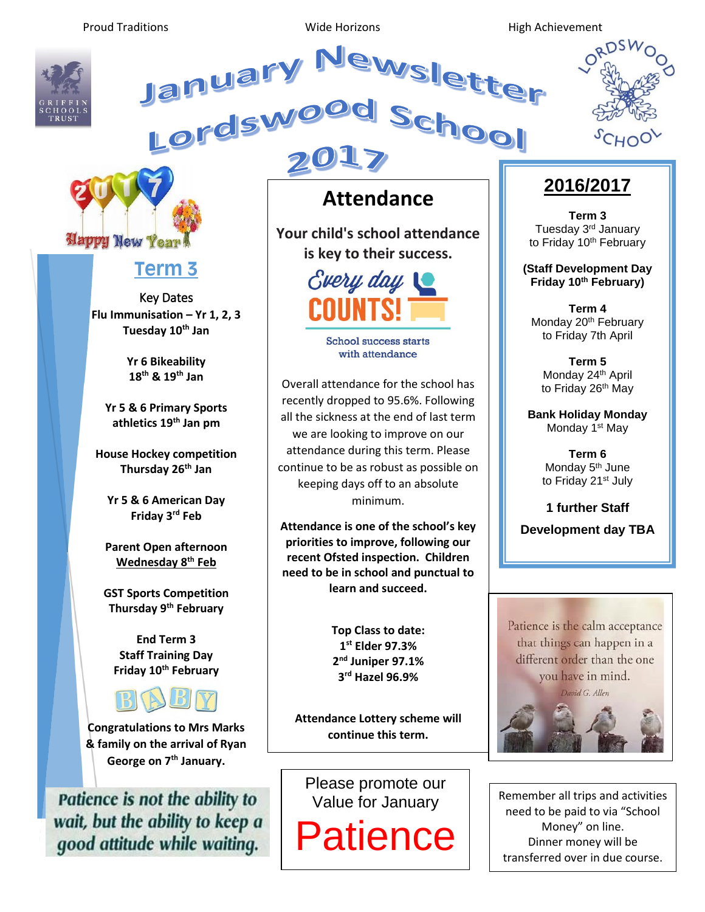Proud Traditions | Wide Horizons | High Achievement

GRIFFIN SCHOOLS TRUST

# January Newsletter Lordswood School 2017

LORDSWOOD SCHOOL

Happy New Year

## Term 3

Key Dates

**Flu Immunisation – Yr 1, 2, 3**
**Tuesday 10th Jan**

**Yr 6 Bikeability**
**18th & 19th Jan**

**Yr 5 & 6 Primary Sports athletics 19th Jan pm**

**House Hockey competition**
**Thursday 26th Jan**

**Yr 5 & 6 American Day**
**Friday 3rd Feb**

**Parent Open afternoon**
**Wednesday 8th Feb**

**GST Sports Competition**
**Thursday 9th February**

**End Term 3**
**Staff Training Day**
**Friday 10th February**

BABY

**Congratulations to Mrs Marks & family on the arrival of Ryan George on 7th January.**

*Patience is not the ability to wait, but the ability to keep a good attitude while waiting.*

## Attendance

**Your child's school attendance is key to their success.**

Every day COUNTS!

School success starts with attendance

Overall attendance for the school has recently dropped to 95.6%. Following all the sickness at the end of last term we are looking to improve on our attendance during this term. Please continue to be as robust as possible on keeping days off to an absolute minimum.

**Attendance is one of the school's key priorities to improve, following our recent Ofsted inspection. Children need to be in school and punctual to learn and succeed.**

**Top Class to date:**
**1st Elder 97.3%**
**2nd Juniper 97.1%**
**3rd Hazel 96.9%**

**Attendance Lottery scheme will continue this term.**

Please promote our Value for January

# Patience

## 2016/2017

**Term 3**
Tuesday 3rd January
to Friday 10th February

**(Staff Development Day Friday 10th February)**

**Term 4**
Monday 20th February
to Friday 7th April

**Term 5**
Monday 24th April
to Friday 26th May

**Bank Holiday Monday**
Monday 1st May

**Term 6**
Monday 5th June
to Friday 21st July

**1 further Staff Development day TBA**

Patience is the calm acceptance that things can happen in a different order than the one you have in mind.
*David G. Allen*

Remember all trips and activities need to be paid to via "School Money" on line.
Dinner money will be transferred over in due course.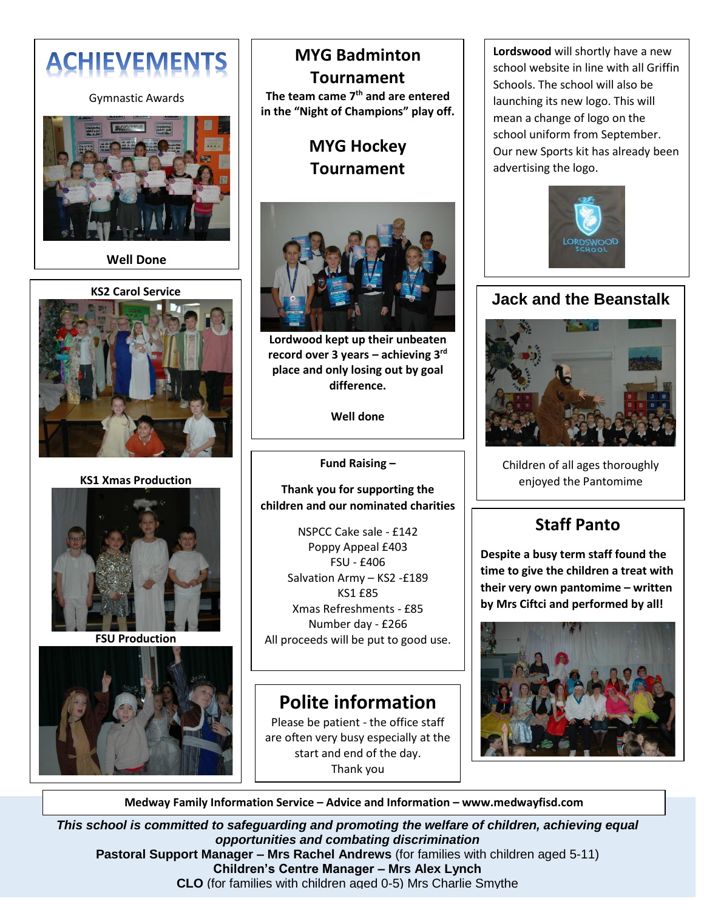# ACHIEVEMENTS

Gymnastic Awards

**Well Done**

**KS2 Carol Service**

**KS1 Xmas Production**

**FSU Production**

## MYG Badminton Tournament

**The team came 7th and are entered in the "Night of Champions" play off.**

## MYG Hockey Tournament

**Lordwood kept up their unbeaten record over 3 years – achieving 3rd place and only losing out by goal difference.**

**Well done**

**Fund Raising –**

**Thank you for supporting the children and our nominated charities**

NSPCC Cake sale - £142
Poppy Appeal £403
FSU - £406
Salvation Army – KS2 -£189
KS1 £85
Xmas Refreshments - £85
Number day - £266
All proceeds will be put to good use.

## Polite information

Please be patient - the office staff are often very busy especially at the start and end of the day.
Thank you

**Lordswood** will shortly have a new school website in line with all Griffin Schools. The school will also be launching its new logo. This will mean a change of logo on the school uniform from September. Our new Sports kit has already been advertising the logo.

## Jack and the Beanstalk

Children of all ages thoroughly enjoyed the Pantomime

## Staff Panto

**Despite a busy term staff found the time to give the children a treat with their very own pantomime – written by Mrs Ciftci and performed by all!**

**Medway Family Information Service – Advice and Information – www.medwayfisd.com**

***This school is committed to safeguarding and promoting the welfare of children, achieving equal opportunities and combating discrimination***

**Pastoral Support Manager – Mrs Rachel Andrews** (for families with children aged 5-11)

**Children's Centre Manager – Mrs Alex Lynch**

**CLO** (for families with children aged 0-5) Mrs Charlie Smythe